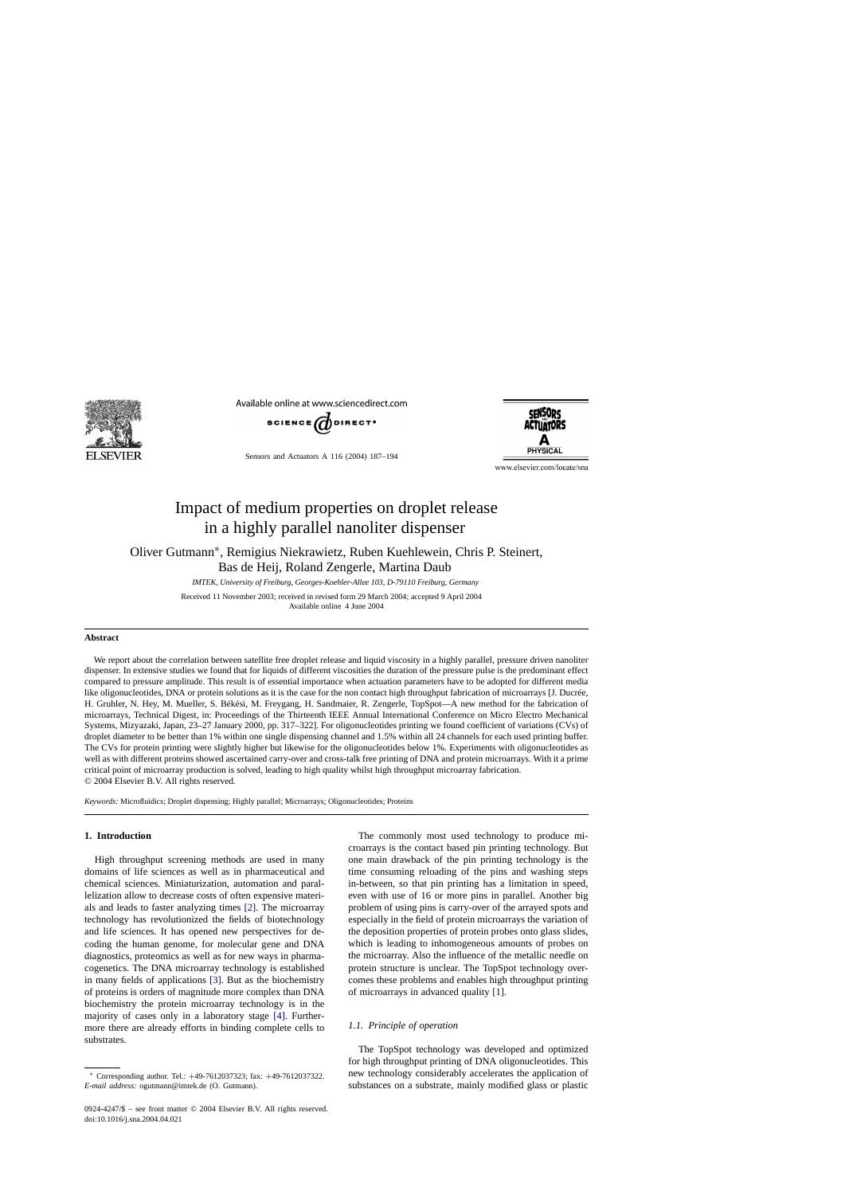# Impact of medium properties on droplet release in a highly parallel nanoliter dispenser

Oliver Gutmann*, Remigius Niekrawietz, Ruben Kuehlewein, Chris P. Steinert, Bas de Heij, Roland Zengerle, Martina Daub

*IMTEK, University of Freiburg, Georges-Koehler-Allee 103, D-79110 Freiburg, Germany*

Received 11 November 2003; received in revised form 29 March 2004; accepted 9 April 2004
Available online 4 June 2004

## Abstract

We report about the correlation between satellite free droplet release and liquid viscosity in a highly parallel, pressure driven nanoliter dispenser. In extensive studies we found that for liquids of different viscosities the duration of the pressure pulse is the predominant effect compared to pressure amplitude. This result is of essential importance when actuation parameters have to be adopted for different media like oligonucleotides, DNA or protein solutions as it is the case for the non contact high throughput fabrication of microarrays [J. Ducrée, H. Gruhler, N. Hey, M. Mueller, S. Békési, M. Freygang, H. Sandmaier, R. Zengerle, TopSpot—A new method for the fabrication of microarrays, Technical Digest, in: Proceedings of the Thirteenth IEEE Annual International Conference on Micro Electro Mechanical Systems, Mizyazaki, Japan, 23–27 January 2000, pp. 317–322]. For oligonucleotides printing we found coefficient of variations (CVs) of droplet diameter to be better than 1% within one single dispensing channel and 1.5% within all 24 channels for each used printing buffer. The CVs for protein printing were slightly higher but likewise for the oligonucleotides below 1%. Experiments with oligonucleotides as well as with different proteins showed ascertained carry-over and cross-talk free printing of DNA and protein microarrays. With it a prime critical point of microarray production is solved, leading to high quality whilst high throughput microarray fabrication.
© 2004 Elsevier B.V. All rights reserved.

*Keywords:* Microfluidics; Droplet dispensing; Highly parallel; Microarrays; Oligonucleotides; Proteins

## 1. Introduction

High throughput screening methods are used in many domains of life sciences as well as in pharmaceutical and chemical sciences. Miniaturization, automation and parallelization allow to decrease costs of often expensive materials and leads to faster analyzing times [2]. The microarray technology has revolutionized the fields of biotechnology and life sciences. It has opened new perspectives for decoding the human genome, for molecular gene and DNA diagnostics, proteomics as well as for new ways in pharmacogenetics. The DNA microarray technology is established in many fields of applications [3]. But as the biochemistry of proteins is orders of magnitude more complex than DNA biochemistry the protein microarray technology is in the majority of cases only in a laboratory stage [4]. Furthermore there are already efforts in binding complete cells to substrates.

The commonly most used technology to produce microarrays is the contact based pin printing technology. But one main drawback of the pin printing technology is the time consuming reloading of the pins and washing steps in-between, so that pin printing has a limitation in speed, even with use of 16 or more pins in parallel. Another big problem of using pins is carry-over of the arrayed spots and especially in the field of protein microarrays the variation of the deposition properties of protein probes onto glass slides, which is leading to inhomogeneous amounts of probes on the microarray. Also the influence of the metallic needle on protein structure is unclear. The TopSpot technology overcomes these problems and enables high throughput printing of microarrays in advanced quality [1].

### 1.1. Principle of operation

The TopSpot technology was developed and optimized for high throughput printing of DNA oligonucleotides. This new technology considerably accelerates the application of substances on a substrate, mainly modified glass or plastic

* Corresponding author. Tel.: +49-7612037323; fax: +49-7612037322.
*E-mail address:* ogutmann@imtek.de (O. Gutmann).

0924-4247/$ – see front matter © 2004 Elsevier B.V. All rights reserved.
doi:10.1016/j.sna.2004.04.021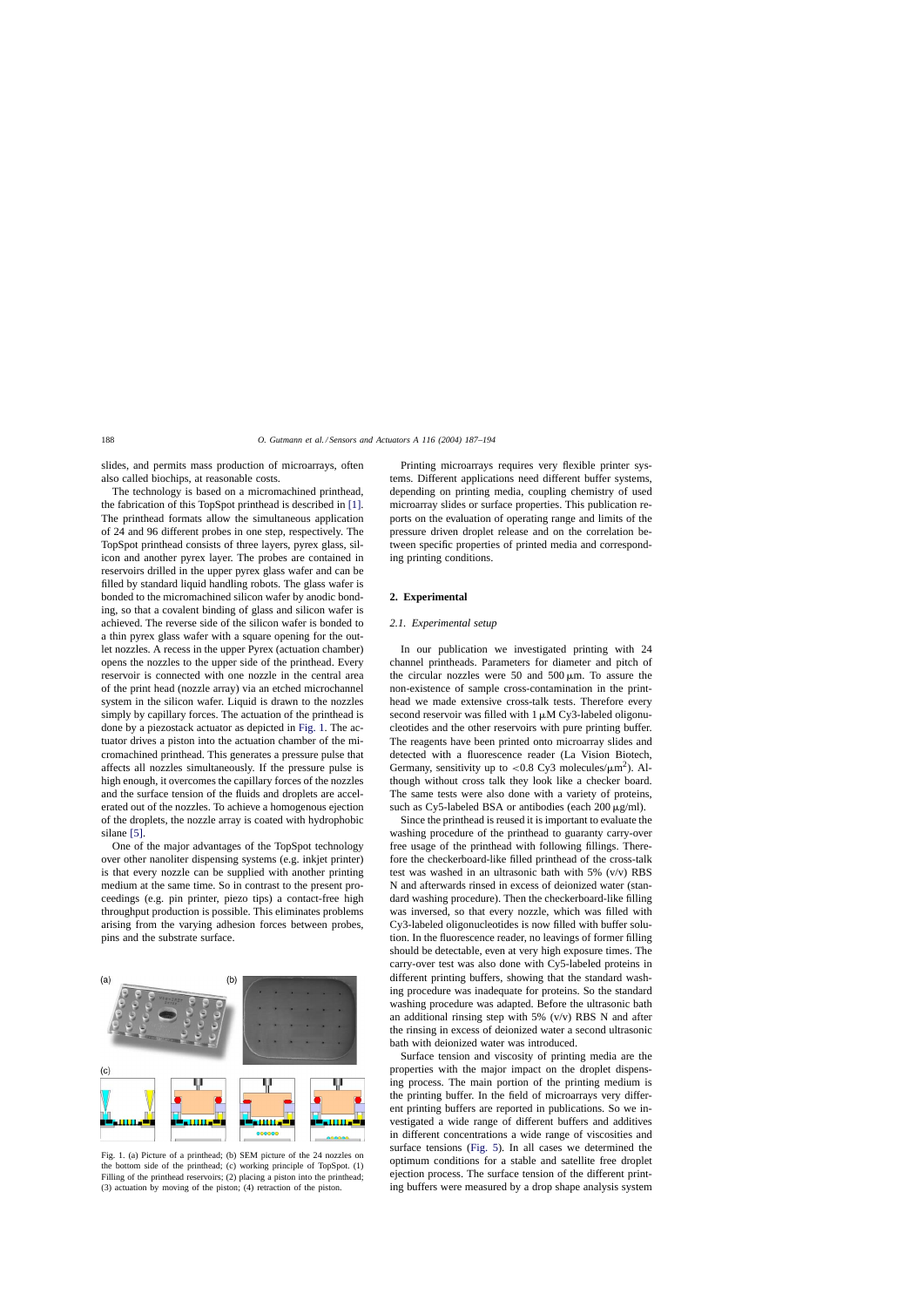slides, and permits mass production of microarrays, often also called biochips, at reasonable costs.

The technology is based on a micromachined printhead, the fabrication of this TopSpot printhead is described in [1]. The printhead formats allow the simultaneous application of 24 and 96 different probes in one step, respectively. The TopSpot printhead consists of three layers, pyrex glass, silicon and another pyrex layer. The probes are contained in reservoirs drilled in the upper pyrex glass wafer and can be filled by standard liquid handling robots. The glass wafer is bonded to the micromachined silicon wafer by anodic bonding, so that a covalent binding of glass and silicon wafer is achieved. The reverse side of the silicon wafer is bonded to a thin pyrex glass wafer with a square opening for the outlet nozzles. A recess in the upper Pyrex (actuation chamber) opens the nozzles to the upper side of the printhead. Every reservoir is connected with one nozzle in the central area of the print head (nozzle array) via an etched microchannel system in the silicon wafer. Liquid is drawn to the nozzles simply by capillary forces. The actuation of the printhead is done by a piezostack actuator as depicted in Fig. 1. The actuator drives a piston into the actuation chamber of the micromachined printhead. This generates a pressure pulse that affects all nozzles simultaneously. If the pressure pulse is high enough, it overcomes the capillary forces of the nozzles and the surface tension of the fluids and droplets are accelerated out of the nozzles. To achieve a homogenous ejection of the droplets, the nozzle array is coated with hydrophobic silane [5].

One of the major advantages of the TopSpot technology over other nanoliter dispensing systems (e.g. inkjet printer) is that every nozzle can be supplied with another printing medium at the same time. So in contrast to the present proceedings (e.g. pin printer, piezo tips) a contact-free high throughput production is possible. This eliminates problems arising from the varying adhesion forces between probes, pins and the substrate surface.

Fig. 1. (a) Picture of a printhead; (b) SEM picture of the 24 nozzles on the bottom side of the printhead; (c) working principle of TopSpot. (1) Filling of the printhead reservoirs; (2) placing a piston into the printhead; (3) actuation by moving of the piston; (4) retraction of the piston.

Printing microarrays requires very flexible printer systems. Different applications need different buffer systems, depending on printing media, coupling chemistry of used microarray slides or surface properties. This publication reports on the evaluation of operating range and limits of the pressure driven droplet release and on the correlation between specific properties of printed media and corresponding printing conditions.

## 2. Experimental

### 2.1. Experimental setup

In our publication we investigated printing with 24 channel printheads. Parameters for diameter and pitch of the circular nozzles were 50 and 500 μm. To assure the non-existence of sample cross-contamination in the printhead we made extensive cross-talk tests. Therefore every second reservoir was filled with 1 μM Cy3-labeled oligonucleotides and the other reservoirs with pure printing buffer. The reagents have been printed onto microarray slides and detected with a fluorescence reader (La Vision Biotech, Germany, sensitivity up to <0.8 Cy3 molecules/$\mu m^2$). Although without cross talk they look like a checker board. The same tests were also done with a variety of proteins, such as Cy5-labeled BSA or antibodies (each 200 μg/ml).

Since the printhead is reused it is important to evaluate the washing procedure of the printhead to guaranty carry-over free usage of the printhead with following fillings. Therefore the checkerboard-like filled printhead of the cross-talk test was washed in an ultrasonic bath with 5% (v/v) RBS N and afterwards rinsed in excess of deionized water (standard washing procedure). Then the checkerboard-like filling was inversed, so that every nozzle, which was filled with Cy3-labeled oligonucleotides is now filled with buffer solution. In the fluorescence reader, no leavings of former filling should be detectable, even at very high exposure times. The carry-over test was also done with Cy5-labeled proteins in different printing buffers, showing that the standard washing procedure was inadequate for proteins. So the standard washing procedure was adapted. Before the ultrasonic bath an additional rinsing step with 5% (v/v) RBS N and after the rinsing in excess of deionized water a second ultrasonic bath with deionized water was introduced.

Surface tension and viscosity of printing media are the properties with the major impact on the droplet dispensing process. The main portion of the printing medium is the printing buffer. In the field of microarrays very different printing buffers are reported in publications. So we investigated a wide range of different buffers and additives in different concentrations a wide range of viscosities and surface tensions (Fig. 5). In all cases we determined the optimum conditions for a stable and satellite free droplet ejection process. The surface tension of the different printing buffers were measured by a drop shape analysis system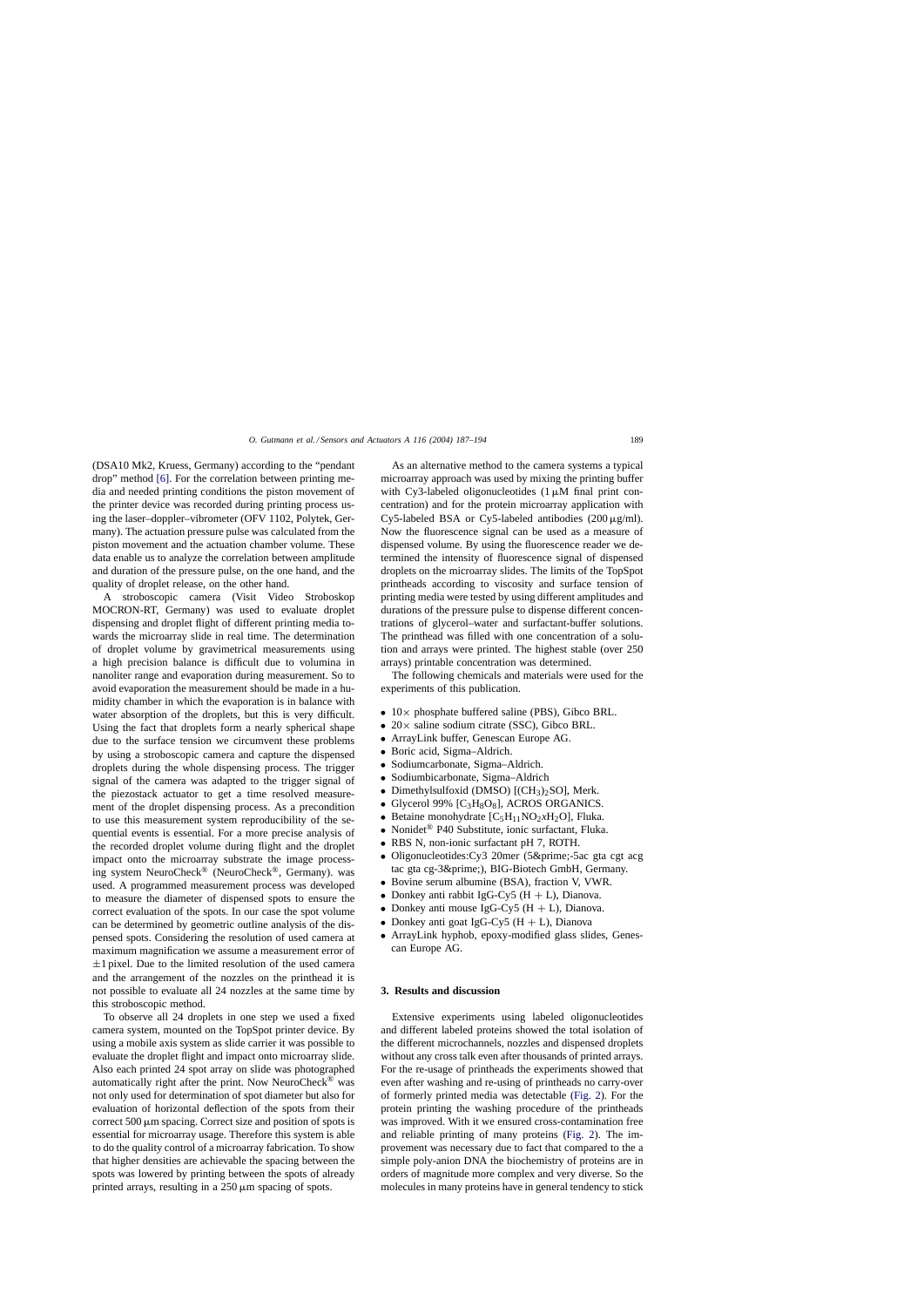(DSA10 Mk2, Kruess, Germany) according to the "pendant drop" method [6]. For the correlation between printing media and needed printing conditions the piston movement of the printer device was recorded during printing process using the laser–doppler–vibrometer (OFV 1102, Polytek, Germany). The actuation pressure pulse was calculated from the piston movement and the actuation chamber volume. These data enable us to analyze the correlation between amplitude and duration of the pressure pulse, on the one hand, and the quality of droplet release, on the other hand.

A stroboscopic camera (Visit Video Stroboskop MOCRON-RT, Germany) was used to evaluate droplet dispensing and droplet flight of different printing media towards the microarray slide in real time. The determination of droplet volume by gravimetrical measurements using a high precision balance is difficult due to volumina in nanoliter range and evaporation during measurement. So to avoid evaporation the measurement should be made in a humidity chamber in which the evaporation is in balance with water absorption of the droplets, but this is very difficult. Using the fact that droplets form a nearly spherical shape due to the surface tension we circumvent these problems by using a stroboscopic camera and capture the dispensed droplets during the whole dispensing process. The trigger signal of the camera was adapted to the trigger signal of the piezostack actuator to get a time resolved measurement of the droplet dispensing process. As a precondition to use this measurement system reproducibility of the sequential events is essential. For a more precise analysis of the recorded droplet volume during flight and the droplet impact onto the microarray substrate the image processing system NeuroCheck® (NeuroCheck®, Germany). was used. A programmed measurement process was developed to measure the diameter of dispensed spots to ensure the correct evaluation of the spots. In our case the spot volume can be determined by geometric outline analysis of the dispensed spots. Considering the resolution of used camera at maximum magnification we assume a measurement error of ±1 pixel. Due to the limited resolution of the used camera and the arrangement of the nozzles on the printhead it is not possible to evaluate all 24 nozzles at the same time by this stroboscopic method.

To observe all 24 droplets in one step we used a fixed camera system, mounted on the TopSpot printer device. By using a mobile axis system as slide carrier it was possible to evaluate the droplet flight and impact onto microarray slide. Also each printed 24 spot array on slide was photographed automatically right after the print. Now NeuroCheck® was not only used for determination of spot diameter but also for evaluation of horizontal deflection of the spots from their correct 500 μm spacing. Correct size and position of spots is essential for microarray usage. Therefore this system is able to do the quality control of a microarray fabrication. To show that higher densities are achievable the spacing between the spots was lowered by printing between the spots of already printed arrays, resulting in a 250 μm spacing of spots.

As an alternative method to the camera systems a typical microarray approach was used by mixing the printing buffer with Cy3-labeled oligonucleotides (1 μM final print concentration) and for the protein microarray application with Cy5-labeled BSA or Cy5-labeled antibodies (200 μg/ml). Now the fluorescence signal can be used as a measure of dispensed volume. By using the fluorescence reader we determined the intensity of fluorescence signal of dispensed droplets on the microarray slides. The limits of the TopSpot printheads according to viscosity and surface tension of printing media were tested by using different amplitudes and durations of the pressure pulse to dispense different concentrations of glycerol–water and surfactant-buffer solutions. The printhead was filled with one concentration of a solution and arrays were printed. The highest stable (over 250 arrays) printable concentration was determined.

The following chemicals and materials were used for the experiments of this publication.

- 10× phosphate buffered saline (PBS), Gibco BRL.
- 20× saline sodium citrate (SSC), Gibco BRL.
- ArrayLink buffer, Genescan Europe AG.
- Boric acid, Sigma–Aldrich.
- Sodiumcarbonate, Sigma–Aldrich.
- Sodiumbicarbonate, Sigma–Aldrich
- Dimethylsulfoxid (DMSO) [$(CH_3)_2SO$], Merk.
- Glycerol 99% [$C_3H_8O_8$], ACROS ORGANICS.
- Betaine monohydrate [$C_5H_{11}NO_2xH_2O$], Fluka.
- Nonidet® P40 Substitute, ionic surfactant, Fluka.
- RBS N, non-ionic surfactant pH 7, ROTH.
- Oligonucleotides:Cy3 20mer (5&prime;-5ac gta cgt acg tac gta cg-3&prime;), BIG-Biotech GmbH, Germany.
- Bovine serum albumine (BSA), fraction V, VWR.
- Donkey anti rabbit IgG-Cy5 (H + L), Dianova.
- Donkey anti mouse IgG-Cy5 (H + L), Dianova.
- Donkey anti goat IgG-Cy5 (H + L), Dianova
- ArrayLink hyphob, epoxy-modified glass slides, Genescan Europe AG.

## 3. Results and discussion

Extensive experiments using labeled oligonucleotides and different labeled proteins showed the total isolation of the different microchannels, nozzles and dispensed droplets without any cross talk even after thousands of printed arrays. For the re-usage of printheads the experiments showed that even after washing and re-using of printheads no carry-over of formerly printed media was detectable (Fig. 2). For the protein printing the washing procedure of the printheads was improved. With it we ensured cross-contamination free and reliable printing of many proteins (Fig. 2). The improvement was necessary due to fact that compared to the a simple poly-anion DNA the biochemistry of proteins are in orders of magnitude more complex and very diverse. So the molecules in many proteins have in general tendency to stick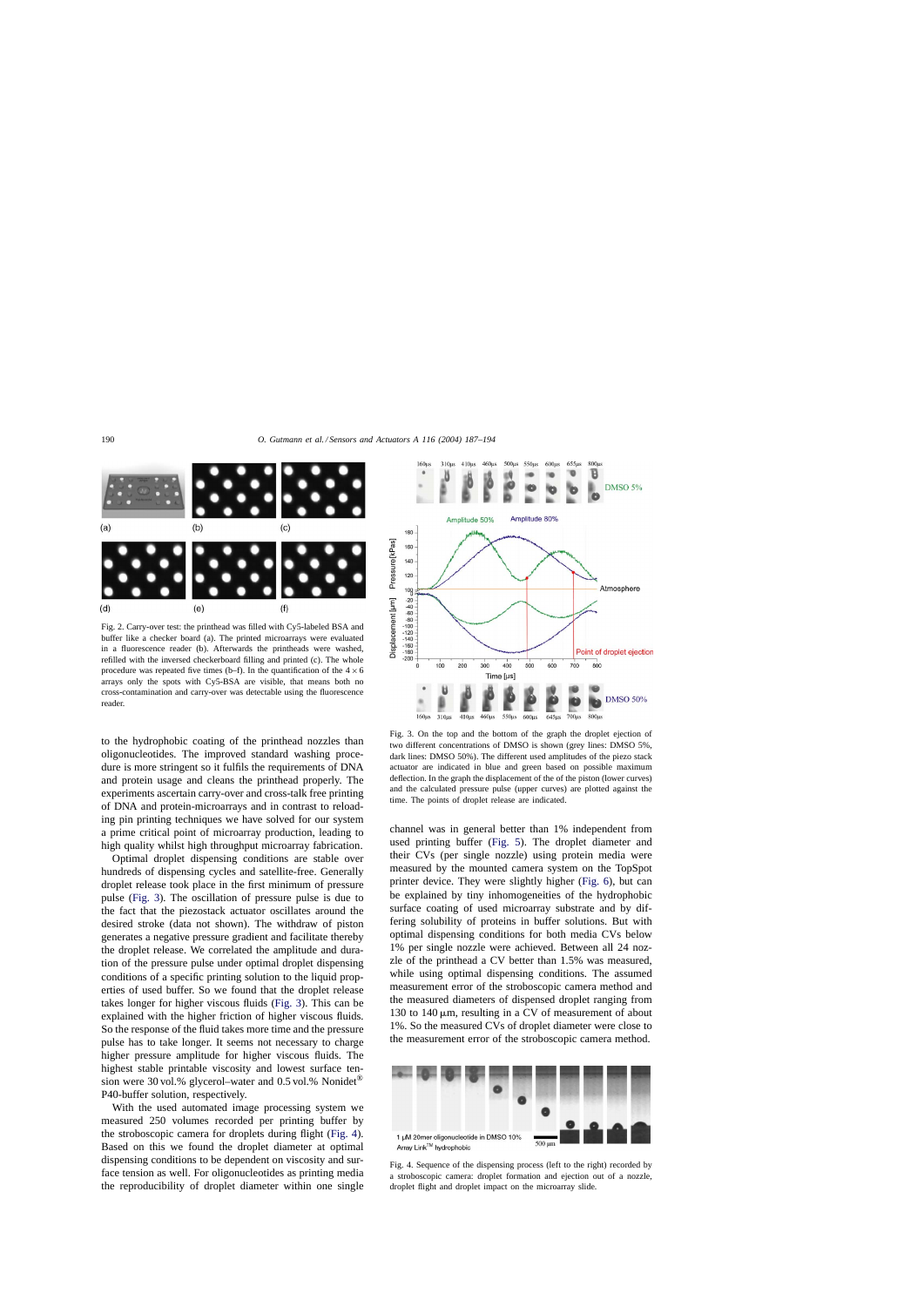Fig. 2. Carry-over test: the printhead was filled with Cy5-labeled BSA and buffer like a checker board (a). The printed microarrays were evaluated in a fluorescence reader (b). Afterwards the printheads were washed, refilled with the inversed checkerboard filling and printed (c). The whole procedure was repeated five times (b–f). In the quantification of the 4 × 6 arrays only the spots with Cy5-BSA are visible, that means both no cross-contamination and carry-over was detectable using the fluorescence reader.

to the hydrophobic coating of the printhead nozzles than oligonucleotides. The improved standard washing procedure is more stringent so it fulfils the requirements of DNA and protein usage and cleans the printhead properly. The experiments ascertain carry-over and cross-talk free printing of DNA and protein-microarrays and in contrast to reloading pin printing techniques we have solved for our system a prime critical point of microarray production, leading to high quality whilst high throughput microarray fabrication.

Optimal droplet dispensing conditions are stable over hundreds of dispensing cycles and satellite-free. Generally droplet release took place in the first minimum of pressure pulse (Fig. 3). The oscillation of pressure pulse is due to the fact that the piezostack actuator oscillates around the desired stroke (data not shown). The withdraw of piston generates a negative pressure gradient and facilitate thereby the droplet release. We correlated the amplitude and duration of the pressure pulse under optimal droplet dispensing conditions of a specific printing solution to the liquid properties of used buffer. So we found that the droplet release takes longer for higher viscous fluids (Fig. 3). This can be explained with the higher friction of higher viscous fluids. So the response of the fluid takes more time and the pressure pulse has to take longer. It seems not necessary to charge higher pressure amplitude for higher viscous fluids. The highest stable printable viscosity and lowest surface tension were 30 vol.% glycerol–water and 0.5 vol.% Nonidet® P40-buffer solution, respectively.

With the used automated image processing system we measured 250 volumes recorded per printing buffer by the stroboscopic camera for droplets during flight (Fig. 4). Based on this we found the droplet diameter at optimal dispensing conditions to be dependent on viscosity and surface tension as well. For oligonucleotides as printing media the reproducibility of droplet diameter within one single channel was in general better than 1% independent from used printing buffer (Fig. 5). The droplet diameter and their CVs (per single nozzle) using protein media were measured by the mounted camera system on the TopSpot printer device. They were slightly higher (Fig. 6), but can be explained by tiny inhomogeneities of the hydrophobic surface coating of used microarray substrate and by differing solubility of proteins in buffer solutions. But with optimal dispensing conditions for both media CVs below 1% per single nozzle were achieved. Between all 24 nozzle of the printhead a CV better than 1.5% was measured, while using optimal dispensing conditions. The assumed measurement error of the stroboscopic camera method and the measured diameters of dispensed droplet ranging from 130 to 140 μm, resulting in a CV of measurement of about 1%. So the measured CVs of droplet diameter were close to the measurement error of the stroboscopic camera method.

Fig. 3. On the top and the bottom of the graph the droplet ejection of two different concentrations of DMSO is shown (grey lines: DMSO 5%, dark lines: DMSO 50%). The different used amplitudes of the piezo stack actuator are indicated in blue and green based on possible maximum deflection. In the graph the displacement of the of the piston (lower curves) and the calculated pressure pulse (upper curves) are plotted against the time. The points of droplet release are indicated.

Fig. 4. Sequence of the dispensing process (left to the right) recorded by a stroboscopic camera: droplet formation and ejection out of a nozzle, droplet flight and droplet impact on the microarray slide.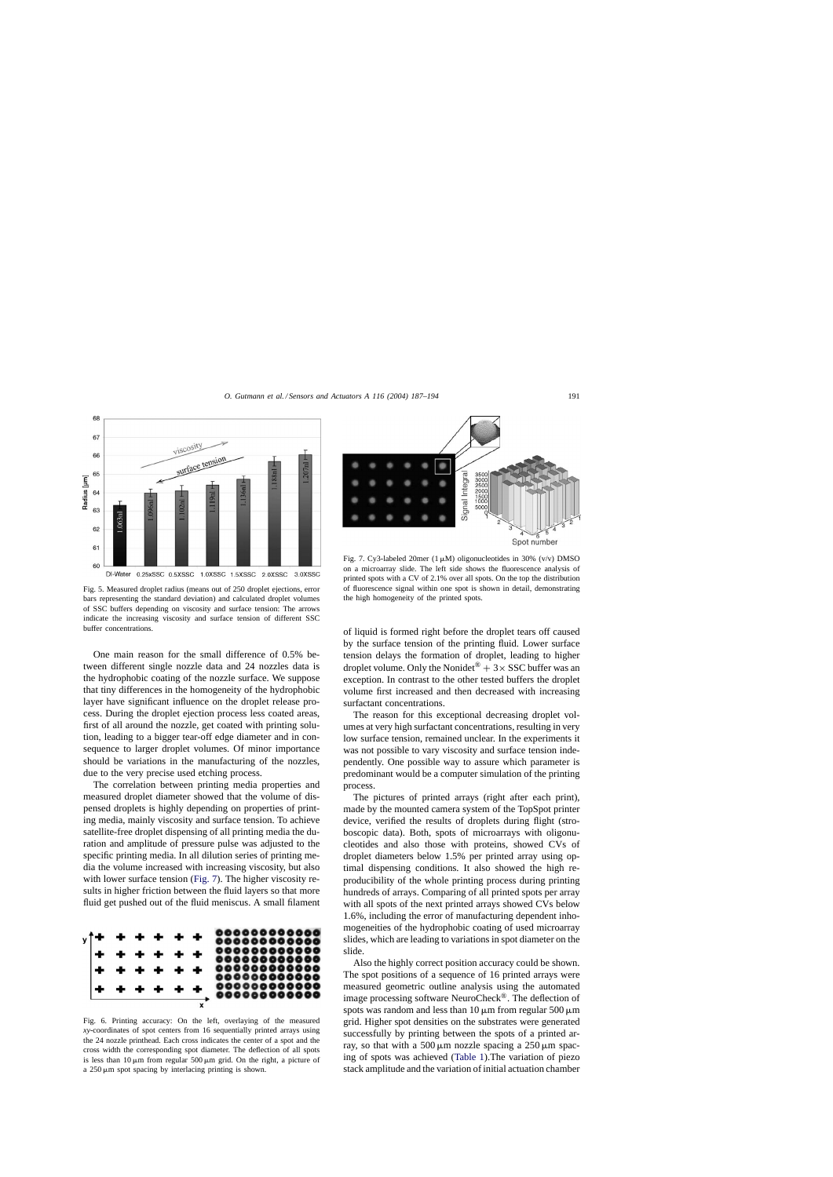68
67
66
65
64
63
62
61
60

Radius [µm]

viscosity

surface tension

1.063nl 1.096nl 1.102nl 1.119nl 1.136nl 1.188nl 1.207nl

DI-Water 0.25xSSC 0.5XSSC 1.0XSSC 1.5XSSC 2.0XSSC 3.0XSSC

Fig. 5. Measured droplet radius (means out of 250 droplet ejections, error bars representing the standard deviation) and calculated droplet volumes of SSC buffers depending on viscosity and surface tension: The arrows indicate the increasing viscosity and surface tension of different SSC buffer concentrations.

One main reason for the small difference of 0.5% between different single nozzle data and 24 nozzles data is the hydrophobic coating of the nozzle surface. We suppose that tiny differences in the homogeneity of the hydrophobic layer have significant influence on the droplet release process. During the droplet ejection process less coated areas, first of all around the nozzle, get coated with printing solution, leading to a bigger tear-off edge diameter and in consequence to larger droplet volumes. Of minor importance should be variations in the manufacturing of the nozzles, due to the very precise used etching process.

The correlation between printing media properties and measured droplet diameter showed that the volume of dispensed droplets is highly depending on properties of printing media, mainly viscosity and surface tension. To achieve satellite-free droplet dispensing of all printing media the duration and amplitude of pressure pulse was adjusted to the specific printing media. In all dilution series of printing media the volume increased with increasing viscosity, but also with lower surface tension (Fig. 7). The higher viscosity results in higher friction between the fluid layers so that more fluid get pushed out of the fluid meniscus. A small filament

y

x

Fig. 6. Printing accuracy: On the left, overlaying of the measured *xy*-coordinates of spot centers from 16 sequentially printed arrays using the 24 nozzle printhead. Each cross indicates the center of a spot and the cross width the corresponding spot diameter. The deflection of all spots is less than 10 µm from regular 500 µm grid. On the right, a picture of a 250 µm spot spacing by interlacing printing is shown.

Signal Integral

3500
3000
2500
2000
1500
1000
5000
0

Spot number

Fig. 7. Cy3-labeled 20mer (1 µM) oligonucleotides in 30% (v/v) DMSO on a microarray slide. The left side shows the fluorescence analysis of printed spots with a CV of 2.1% over all spots. On the top the distribution of fluorescence signal within one spot is shown in detail, demonstrating the high homogeneity of the printed spots.

of liquid is formed right before the droplet tears off caused by the surface tension of the printing fluid. Lower surface tension delays the formation of droplet, leading to higher droplet volume. Only the Nonidet® $+ 3\times$ SSC buffer was an exception. In contrast to the other tested buffers the droplet volume first increased and then decreased with increasing surfactant concentrations.

The reason for this exceptional decreasing droplet volumes at very high surfactant concentrations, resulting in very low surface tension, remained unclear. In the experiments it was not possible to vary viscosity and surface tension independently. One possible way to assure which parameter is predominant would be a computer simulation of the printing process.

The pictures of printed arrays (right after each print), made by the mounted camera system of the TopSpot printer device, verified the results of droplets during flight (stroboscopic data). Both, spots of microarrays with oligonucleotides and also those with proteins, showed CVs of droplet diameters below 1.5% per printed array using optimal dispensing conditions. It also showed the high reproducibility of the whole printing process during printing hundreds of arrays. Comparing of all printed spots per array with all spots of the next printed arrays showed CVs below 1.6%, including the error of manufacturing dependent inhomogeneities of the hydrophobic coating of used microarray slides, which are leading to variations in spot diameter on the slide.

Also the highly correct position accuracy could be shown. The spot positions of a sequence of 16 printed arrays were measured geometric outline analysis using the automated image processing software NeuroCheck®. The deflection of spots was random and less than 10 µm from regular 500 µm grid. Higher spot densities on the substrates were generated successfully by printing between the spots of a printed array, so that with a 500 µm nozzle spacing a 250 µm spacing of spots was achieved (Table 1).The variation of piezo stack amplitude and the variation of initial actuation chamber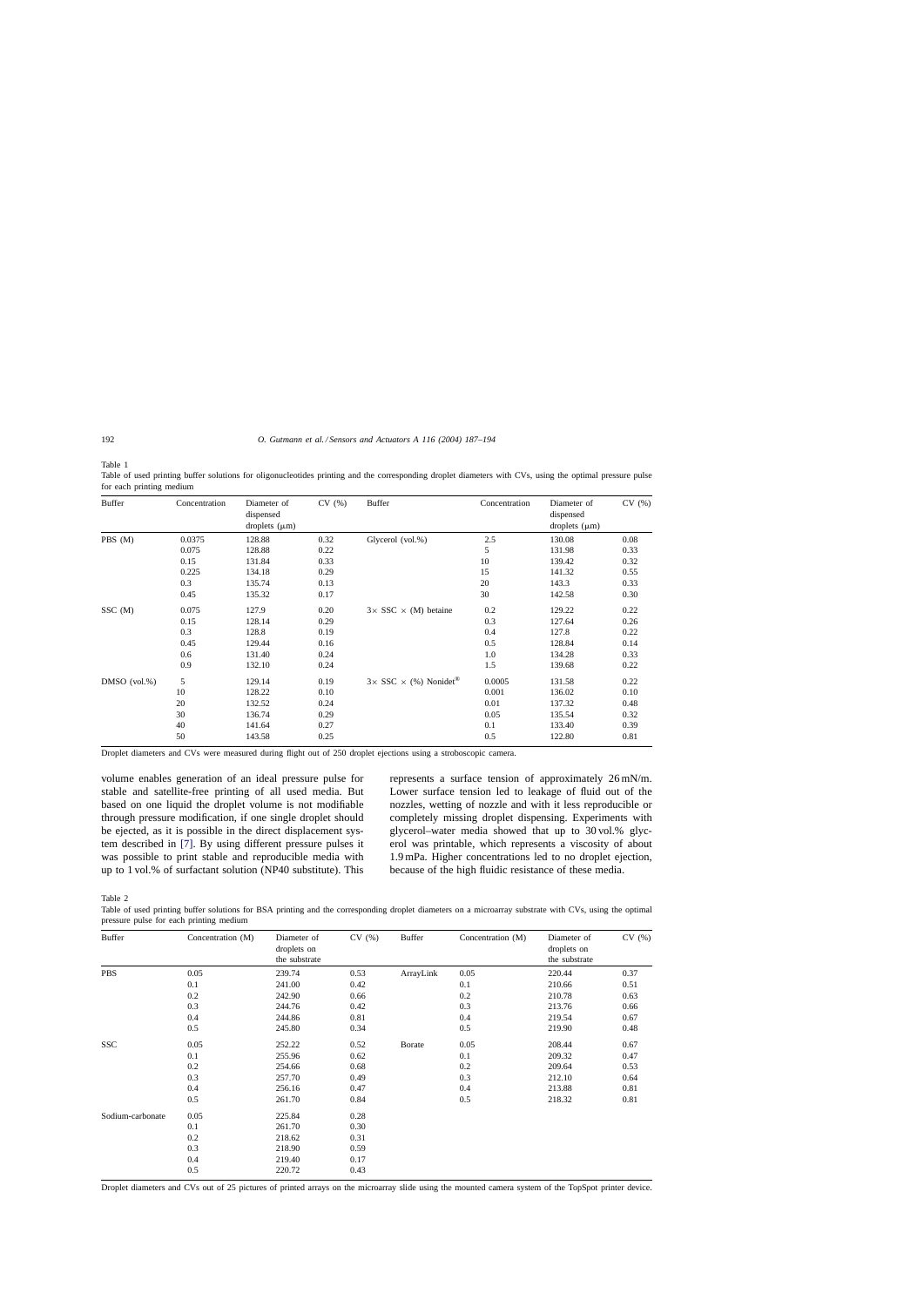Table 1

Table of used printing buffer solutions for oligonucleotides printing and the corresponding droplet diameters with CVs, using the optimal pressure pulse for each printing medium

| Buffer | Concentration | Diameter of dispensed droplets (μm) | CV (%) | Buffer | Concentration | Diameter of dispensed droplets (μm) | CV (%) |
|---|---|---|---|---|---|---|---|
| PBS (M) | 0.0375 | 128.88 | 0.32 | Glycerol (vol.%) | 2.5 | 130.08 | 0.08 |
| | 0.075 | 128.88 | 0.22 | | 5 | 131.98 | 0.33 |
| | 0.15 | 131.84 | 0.33 | | 10 | 139.42 | 0.32 |
| | 0.225 | 134.18 | 0.29 | | 15 | 141.32 | 0.55 |
| | 0.3 | 135.74 | 0.13 | | 20 | 143.3 | 0.33 |
| | 0.45 | 135.32 | 0.17 | | 30 | 142.58 | 0.30 |
| SSC (M) | 0.075 | 127.9 | 0.20 | 3× SSC × (M) betaine | 0.2 | 129.22 | 0.22 |
| | 0.15 | 128.14 | 0.29 | | 0.3 | 127.64 | 0.26 |
| | 0.3 | 128.8 | 0.19 | | 0.4 | 127.8 | 0.22 |
| | 0.45 | 129.44 | 0.16 | | 0.5 | 128.84 | 0.14 |
| | 0.6 | 131.40 | 0.24 | | 1.0 | 134.28 | 0.33 |
| | 0.9 | 132.10 | 0.24 | | 1.5 | 139.68 | 0.22 |
| DMSO (vol.%) | 5 | 129.14 | 0.19 | 3× SSC × (%) Nonidet® | 0.0005 | 131.58 | 0.22 |
| | 10 | 128.22 | 0.10 | | 0.001 | 136.02 | 0.10 |
| | 20 | 132.52 | 0.24 | | 0.01 | 137.32 | 0.48 |
| | 30 | 136.74 | 0.29 | | 0.05 | 135.54 | 0.32 |
| | 40 | 141.64 | 0.27 | | 0.1 | 133.40 | 0.39 |
| | 50 | 143.58 | 0.25 | | 0.5 | 122.80 | 0.81 |

Droplet diameters and CVs were measured during flight out of 250 droplet ejections using a stroboscopic camera.

volume enables generation of an ideal pressure pulse for stable and satellite-free printing of all used media. But based on one liquid the droplet volume is not modifiable through pressure modification, if one single droplet should be ejected, as it is possible in the direct displacement system described in [7]. By using different pressure pulses it was possible to print stable and reproducible media with up to 1 vol.% of surfactant solution (NP40 substitute). This represents a surface tension of approximately 26 mN/m. Lower surface tension led to leakage of fluid out of the nozzles, wetting of nozzle and with it less reproducible or completely missing droplet dispensing. Experiments with glycerol–water media showed that up to 30 vol.% glycerol was printable, which represents a viscosity of about 1.9 mPa. Higher concentrations led to no droplet ejection, because of the high fluidic resistance of these media.

Table 2

Table of used printing buffer solutions for BSA printing and the corresponding droplet diameters on a microarray substrate with CVs, using the optimal pressure pulse for each printing medium

| Buffer | Concentration (M) | Diameter of droplets on the substrate | CV (%) | Buffer | Concentration (M) | Diameter of droplets on the substrate | CV (%) |
|---|---|---|---|---|---|---|---|
| PBS | 0.05 | 239.74 | 0.53 | ArrayLink | 0.05 | 220.44 | 0.37 |
| | 0.1 | 241.00 | 0.42 | | 0.1 | 210.66 | 0.51 |
| | 0.2 | 242.90 | 0.66 | | 0.2 | 210.78 | 0.63 |
| | 0.3 | 244.76 | 0.42 | | 0.3 | 213.76 | 0.66 |
| | 0.4 | 244.86 | 0.81 | | 0.4 | 219.54 | 0.67 |
| | 0.5 | 245.80 | 0.34 | | 0.5 | 219.90 | 0.48 |
| SSC | 0.05 | 252.22 | 0.52 | Borate | 0.05 | 208.44 | 0.67 |
| | 0.1 | 255.96 | 0.62 | | 0.1 | 209.32 | 0.47 |
| | 0.2 | 254.66 | 0.68 | | 0.2 | 209.64 | 0.53 |
| | 0.3 | 257.70 | 0.49 | | 0.3 | 212.10 | 0.64 |
| | 0.4 | 256.16 | 0.47 | | 0.4 | 213.88 | 0.81 |
| | 0.5 | 261.70 | 0.84 | | 0.5 | 218.32 | 0.81 |
| Sodium-carbonate | 0.05 | 225.84 | 0.28 | | | | |
| | 0.1 | 261.70 | 0.30 | | | | |
| | 0.2 | 218.62 | 0.31 | | | | |
| | 0.3 | 218.90 | 0.59 | | | | |
| | 0.4 | 219.40 | 0.17 | | | | |
| | 0.5 | 220.72 | 0.43 | | | | |

Droplet diameters and CVs out of 25 pictures of printed arrays on the microarray slide using the mounted camera system of the TopSpot printer device.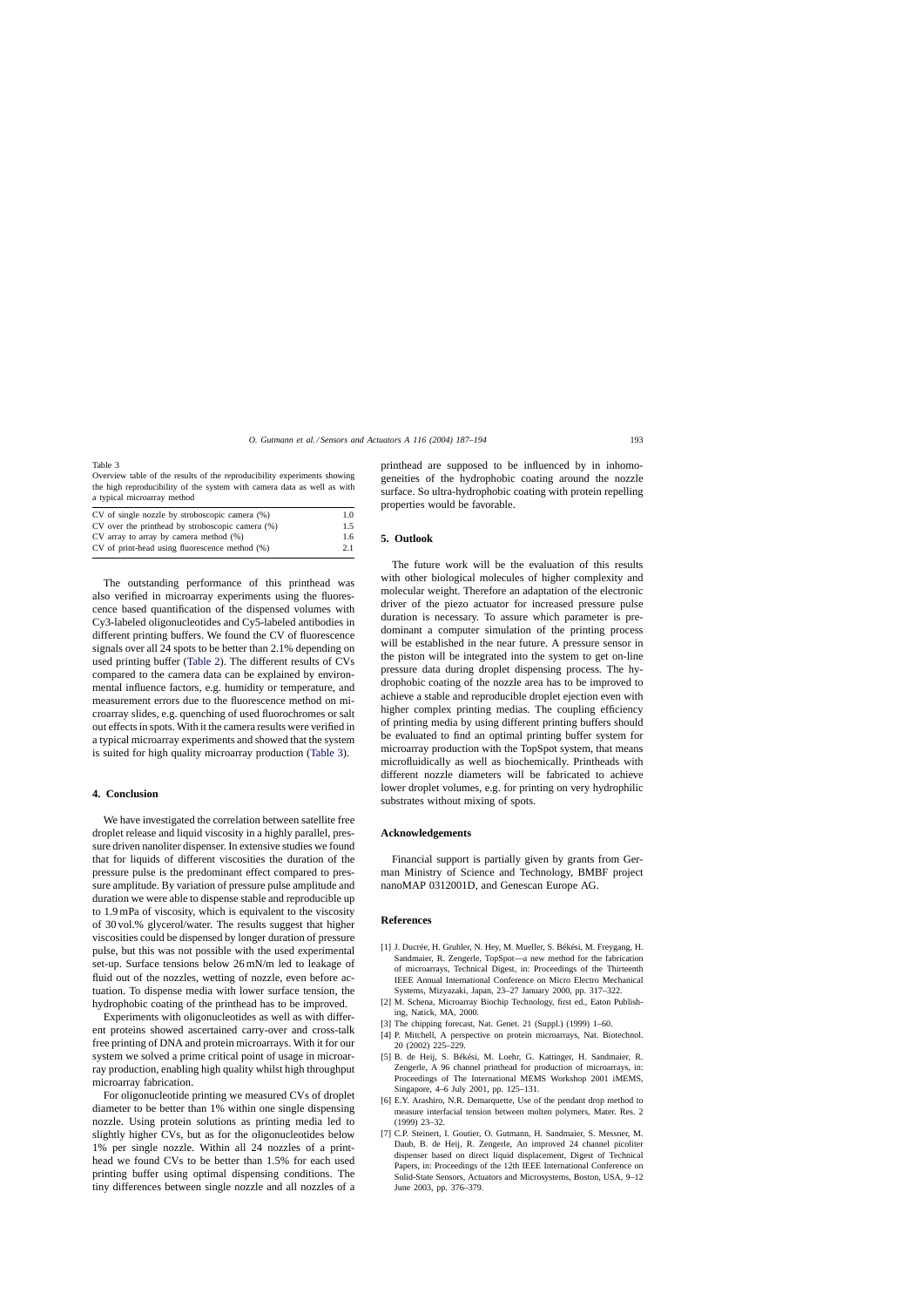Table 3
Overview table of the results of the reproducibility experiments showing the high reproducibility of the system with camera data as well as with a typical microarray method

| | |
|---|---|
| CV of single nozzle by stroboscopic camera (%) | 1.0 |
| CV over the printhead by stroboscopic camera (%) | 1.5 |
| CV array to array by camera method (%) | 1.6 |
| CV of print-head using fluorescence method (%) | 2.1 |

The outstanding performance of this printhead was also verified in microarray experiments using the fluorescence based quantification of the dispensed volumes with Cy3-labeled oligonucleotides and Cy5-labeled antibodies in different printing buffers. We found the CV of fluorescence signals over all 24 spots to be better than 2.1% depending on used printing buffer (Table 2). The different results of CVs compared to the camera data can be explained by environmental influence factors, e.g. humidity or temperature, and measurement errors due to the fluorescence method on microarray slides, e.g. quenching of used fluorochromes or salt out effects in spots. With it the camera results were verified in a typical microarray experiments and showed that the system is suited for high quality microarray production (Table 3).

## 4. Conclusion

We have investigated the correlation between satellite free droplet release and liquid viscosity in a highly parallel, pressure driven nanoliter dispenser. In extensive studies we found that for liquids of different viscosities the duration of the pressure pulse is the predominant effect compared to pressure amplitude. By variation of pressure pulse amplitude and duration we were able to dispense stable and reproducible up to 1.9 mPa of viscosity, which is equivalent to the viscosity of 30 vol.% glycerol/water. The results suggest that higher viscosities could be dispensed by longer duration of pressure pulse, but this was not possible with the used experimental set-up. Surface tensions below 26 mN/m led to leakage of fluid out of the nozzles, wetting of nozzle, even before actuation. To dispense media with lower surface tension, the hydrophobic coating of the printhead has to be improved.

Experiments with oligonucleotides as well as with different proteins showed ascertained carry-over and cross-talk free printing of DNA and protein microarrays. With it for our system we solved a prime critical point of usage in microarray production, enabling high quality whilst high throughput microarray fabrication.

For oligonucleotide printing we measured CVs of droplet diameter to be better than 1% within one single dispensing nozzle. Using protein solutions as printing media led to slightly higher CVs, but as for the oligonucleotides below 1% per single nozzle. Within all 24 nozzles of a printhead we found CVs to be better than 1.5% for each used printing buffer using optimal dispensing conditions. The tiny differences between single nozzle and all nozzles of a printhead are supposed to be influenced by in inhomogeneities of the hydrophobic coating around the nozzle surface. So ultra-hydrophobic coating with protein repelling properties would be favorable.

## 5. Outlook

The future work will be the evaluation of this results with other biological molecules of higher complexity and molecular weight. Therefore an adaptation of the electronic driver of the piezo actuator for increased pressure pulse duration is necessary. To assure which parameter is predominant a computer simulation of the printing process will be established in the near future. A pressure sensor in the piston will be integrated into the system to get on-line pressure data during droplet dispensing process. The hydrophobic coating of the nozzle area has to be improved to achieve a stable and reproducible droplet ejection even with higher complex printing medias. The coupling efficiency of printing media by using different printing buffers should be evaluated to find an optimal printing buffer system for microarray production with the TopSpot system, that means microfluidically as well as biochemically. Printheads with different nozzle diameters will be fabricated to achieve lower droplet volumes, e.g. for printing on very hydrophilic substrates without mixing of spots.

## Acknowledgements

Financial support is partially given by grants from German Ministry of Science and Technology, BMBF project nanoMAP 0312001D, and Genescan Europe AG.

## References

[1] J. Ducrée, H. Gruhler, N. Hey, M. Mueller, S. Békési, M. Freygang, H. Sandmaier, R. Zengerle, TopSpot—a new method for the fabrication of microarrays, Technical Digest, in: Proceedings of the Thirteenth IEEE Annual International Conference on Micro Electro Mechanical Systems, Mizyazaki, Japan, 23–27 January 2000, pp. 317–322.

[2] M. Schena, Microarray Biochip Technology, first ed., Eaton Publishing, Natick, MA, 2000.

[3] The chipping forecast, Nat. Genet. 21 (Suppl.) (1999) 1–60.

[4] P. Mitchell, A perspective on protein microarrays, Nat. Biotechnol. 20 (2002) 225–229.

[5] B. de Heij, S. Békési, M. Loehr, G. Kattinger, H. Sandmaier, R. Zengerle, A 96 channel printhead for production of microarrays, in: Proceedings of The International MEMS Workshop 2001 iMEMS, Singapore, 4–6 July 2001, pp. 125–131.

[6] E.Y. Arashiro, N.R. Demarquette, Use of the pendant drop method to measure interfacial tension between molten polymers, Mater. Res. 2 (1999) 23–32.

[7] C.P. Steinert, I. Goutier, O. Gutmann, H. Sandmaier, S. Messner, M. Daub, B. de Heij, R. Zengerle, An improved 24 channel picoliter dispenser based on direct liquid displacement, Digest of Technical Papers, in: Proceedings of the 12th IEEE International Conference on Solid-State Sensors, Actuators and Microsystems, Boston, USA, 9–12 June 2003, pp. 376–379.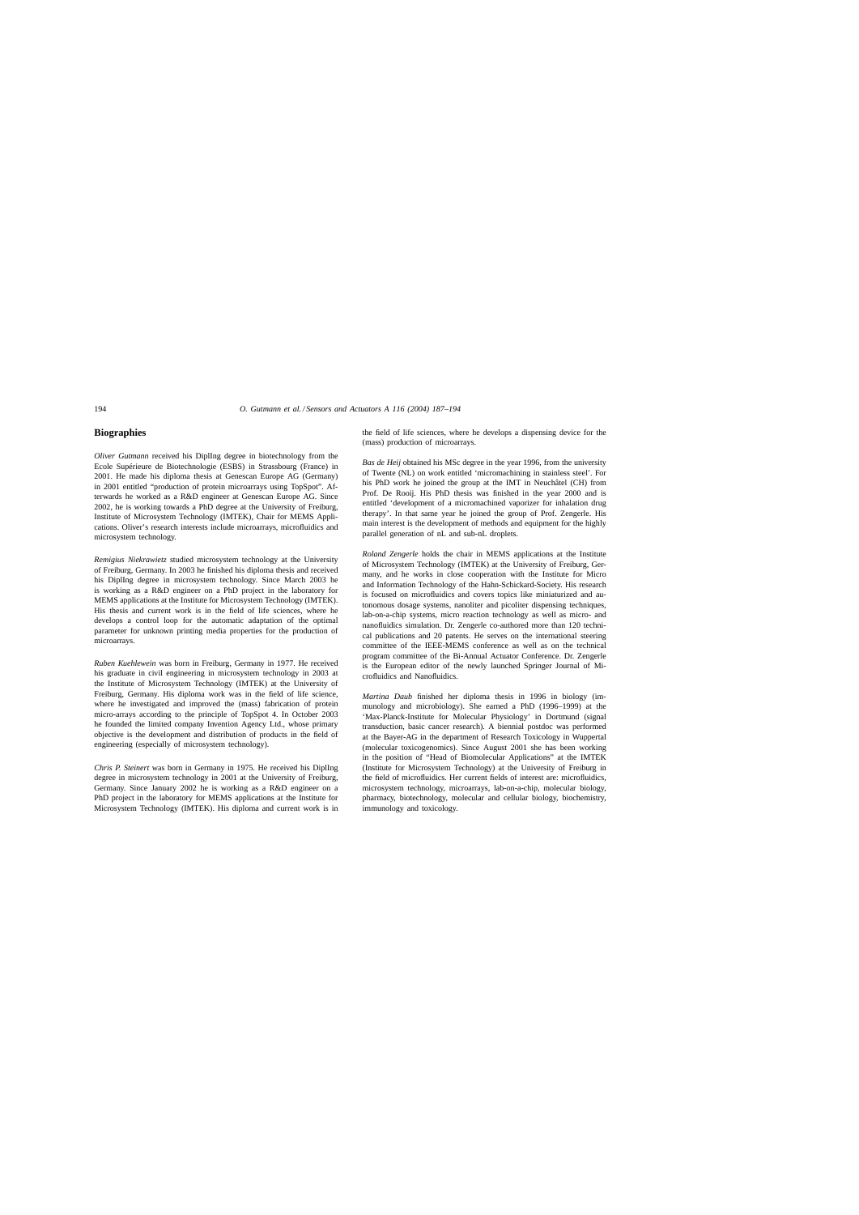## Biographies

*Oliver Gutmann* received his DiplIng degree in biotechnology from the Ecole Supérieure de Biotechnologie (ESBS) in Strassbourg (France) in 2001. He made his diploma thesis at Genescan Europe AG (Germany) in 2001 entitled "production of protein microarrays using TopSpot". Afterwards he worked as a R&D engineer at Genescan Europe AG. Since 2002, he is working towards a PhD degree at the University of Freiburg, Institute of Microsystem Technology (IMTEK), Chair for MEMS Applications. Oliver's research interests include microarrays, microfluidics and microsystem technology.

*Remigius Niekrawietz* studied microsystem technology at the University of Freiburg, Germany. In 2003 he finished his diploma thesis and received his DiplIng degree in microsystem technology. Since March 2003 he is working as a R&D engineer on a PhD project in the laboratory for MEMS applications at the Institute for Microsystem Technology (IMTEK). His thesis and current work is in the field of life sciences, where he develops a control loop for the automatic adaptation of the optimal parameter for unknown printing media properties for the production of microarrays.

*Ruben Kuehlewein* was born in Freiburg, Germany in 1977. He received his graduate in civil engineering in microsystem technology in 2003 at the Institute of Microsystem Technology (IMTEK) at the University of Freiburg, Germany. His diploma work was in the field of life science, where he investigated and improved the (mass) fabrication of protein micro-arrays according to the principle of TopSpot 4. In October 2003 he founded the limited company Invention Agency Ltd., whose primary objective is the development and distribution of products in the field of engineering (especially of microsystem technology).

*Chris P. Steinert* was born in Germany in 1975. He received his DiplIng degree in microsystem technology in 2001 at the University of Freiburg, Germany. Since January 2002 he is working as a R&D engineer on a PhD project in the laboratory for MEMS applications at the Institute for Microsystem Technology (IMTEK). His diploma and current work is in the field of life sciences, where he develops a dispensing device for the (mass) production of microarrays.

*Bas de Heij* obtained his MSc degree in the year 1996, from the university of Twente (NL) on work entitled 'micromachining in stainless steel'. For his PhD work he joined the group at the IMT in Neuchâtel (CH) from Prof. De Rooij. His PhD thesis was finished in the year 2000 and is entitled 'development of a micromachined vaporizer for inhalation drug therapy'. In that same year he joined the group of Prof. Zengerle. His main interest is the development of methods and equipment for the highly parallel generation of nL and sub-nL droplets.

*Roland Zengerle* holds the chair in MEMS applications at the Institute of Microsystem Technology (IMTEK) at the University of Freiburg, Germany, and he works in close cooperation with the Institute for Micro and Information Technology of the Hahn-Schickard-Society. His research is focused on microfluidics and covers topics like miniaturized and autonomous dosage systems, nanoliter and picoliter dispensing techniques, lab-on-a-chip systems, micro reaction technology as well as micro- and nanofluidics simulation. Dr. Zengerle co-authored more than 120 technical publications and 20 patents. He serves on the international steering committee of the IEEE-MEMS conference as well as on the technical program committee of the Bi-Annual Actuator Conference. Dr. Zengerle is the European editor of the newly launched Springer Journal of Microfluidics and Nanofluidics.

*Martina Daub* finished her diploma thesis in 1996 in biology (immunology and microbiology). She earned a PhD (1996–1999) at the 'Max-Planck-Institute for Molecular Physiology' in Dortmund (signal transduction, basic cancer research). A biennial postdoc was performed at the Bayer-AG in the department of Research Toxicology in Wuppertal (molecular toxicogenomics). Since August 2001 she has been working in the position of "Head of Biomolecular Applications" at the IMTEK (Institute for Microsystem Technology) at the University of Freiburg in the field of microfluidics. Her current fields of interest are: microfluidics, microsystem technology, microarrays, lab-on-a-chip, molecular biology, pharmacy, biotechnology, molecular and cellular biology, biochemistry, immunology and toxicology.